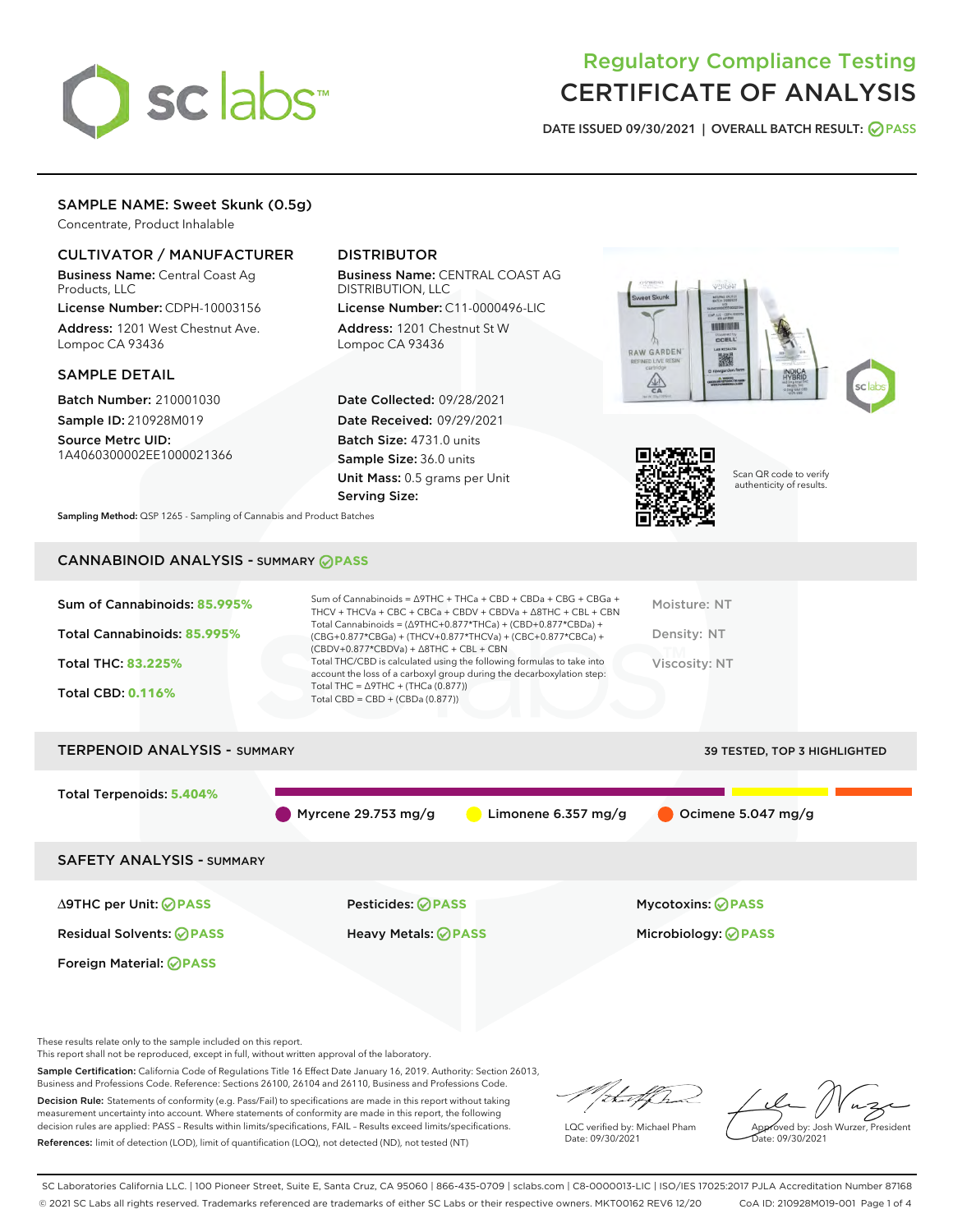# Regulatory Compliance Testing
# CERTIFICATE OF ANALYSIS

DATE ISSUED 09/30/2021 | OVERALL BATCH RESULT: PASS

## SAMPLE NAME: Sweet Skunk (0.5g)

Concentrate, Product Inhalable

### CULTIVATOR / MANUFACTURER

**Business Name:** Central Coast Ag Products, LLC

**License Number:** CDPH-10003156

**Address:** 1201 West Chestnut Ave. Lompoc CA 93436

### DISTRIBUTOR

**Business Name:** CENTRAL COAST AG DISTRIBUTION, LLC

**License Number:** C11-0000496-LIC

**Address:** 1201 Chestnut St W Lompoc CA 93436

### SAMPLE DETAIL

**Batch Number:** 210001030

**Sample ID:** 210928M019

**Source Metrc UID:** 1A4060300002EE1000021366

**Date Collected:** 09/28/2021

**Date Received:** 09/29/2021

**Batch Size:** 4731.0 units

**Sample Size:** 36.0 units

**Unit Mass:** 0.5 grams per Unit

**Serving Size:**

Scan QR code to verify authenticity of results.

**Sampling Method:** QSP 1265 - Sampling of Cannabis and Product Batches

## CANNABINOID ANALYSIS - SUMMARY PASS

**Sum of Cannabinoids:** 85.995%

**Total Cannabinoids:** 85.995%

**Total THC:** 83.225%

**Total CBD:** 0.116%

Sum of Cannabinoids = Δ9THC + THCa + CBD + CBDa + CBG + CBGa + THCV + THCVa + CBC + CBCa + CBDV + CBDVa + Δ8THC + CBL + CBN

Total Cannabinoids = (Δ9THC+0.877*THCa) + (CBD+0.877*CBDa) + (CBG+0.877*CBGa) + (THCV+0.877*THCVa) + (CBC+0.877*CBCa) + (CBDV+0.877*CBDVa) + Δ8THC + CBL + CBN

Total THC/CBD is calculated using the following formulas to take into account the loss of a carboxyl group during the decarboxylation step:

Total THC = Δ9THC + (THCa (0.877))

Total CBD = CBD + (CBDa (0.877))

Moisture: NT

Density: NT

Viscosity: NT

## TERPENOID ANALYSIS - SUMMARY

39 TESTED, TOP 3 HIGHLIGHTED

**Total Terpenoids:** 5.404%

Myrcene 29.753 mg/g | Limonene 6.357 mg/g | Ocimene 5.047 mg/g

## SAFETY ANALYSIS - SUMMARY

| | | |
|---|---|---|
| Δ9THC per Unit: PASS | Pesticides: PASS | Mycotoxins: PASS |
| Residual Solvents: PASS | Heavy Metals: PASS | Microbiology: PASS |
| Foreign Material: PASS | | |

These results relate only to the sample included on this report.
This report shall not be reproduced, except in full, without written approval of the laboratory.

**Sample Certification:** California Code of Regulations Title 16 Effect Date January 16, 2019. Authority: Section 26013, Business and Professions Code. Reference: Sections 26100, 26104 and 26110, Business and Professions Code.

**Decision Rule:** Statements of conformity (e.g. Pass/Fail) to specifications are made in this report without taking measurement uncertainty into account. Where statements of conformity are made in this report, the following decision rules are applied: PASS – Results within limits/specifications, FAIL – Results exceed limits/specifications.

**References:** limit of detection (LOD), limit of quantification (LOQ), not detected (ND), not tested (NT)

LQC verified by: Michael Pham
Date: 09/30/2021

Approved by: Josh Wurzer, President
Date: 09/30/2021

SC Laboratories California LLC. | 100 Pioneer Street, Suite E, Santa Cruz, CA 95060 | 866-435-0709 | sclabs.com | C8-0000013-LIC | ISO/IES 17025:2017 PJLA Accreditation Number 87168
© 2021 SC Labs all rights reserved. Trademarks referenced are trademarks of either SC Labs or their respective owners. MKT00162 REV6 12/20 CoA ID: 210928M019-001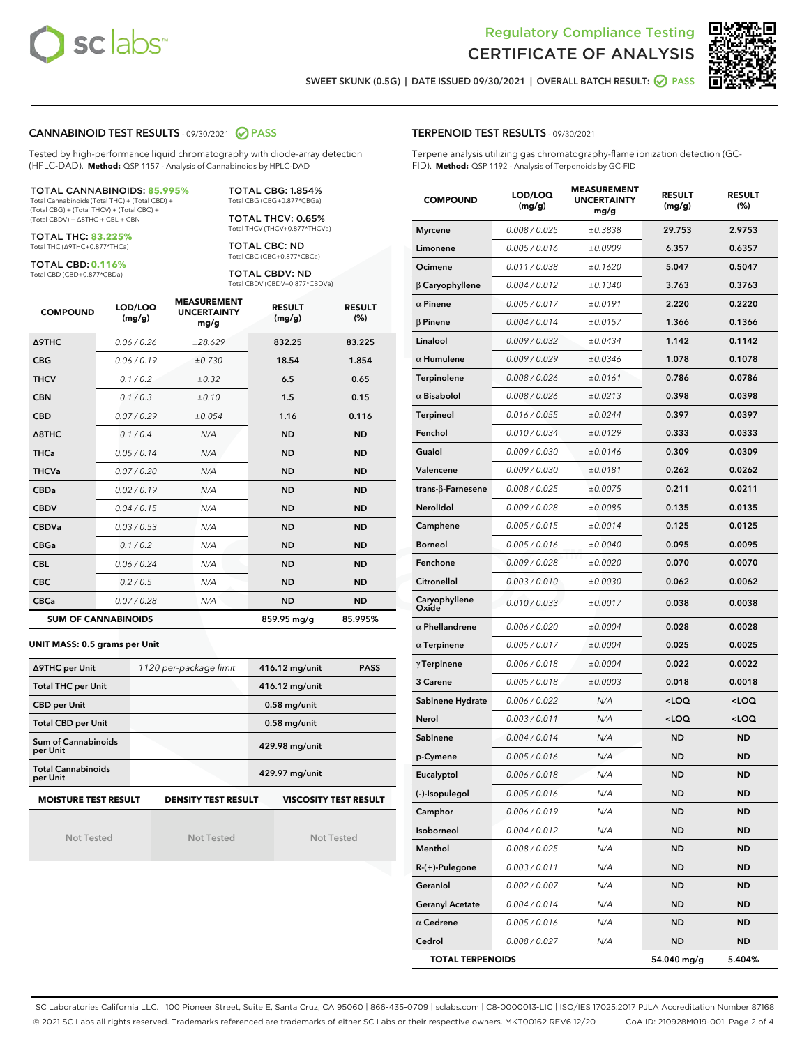Regulatory Compliance Testing
# CERTIFICATE OF ANALYSIS

SWEET SKUNK (0.5G) | DATE ISSUED 09/30/2021 | OVERALL BATCH RESULT: PASS

## CANNABINOID TEST RESULTS - 09/30/2021 PASS

Tested by high-performance liquid chromatography with diode-array detection (HPLC-DAD). **Method:** QSP 1157 - Analysis of Cannabinoids by HPLC-DAD

**TOTAL CANNABINOIDS: 85.995%**
Total Cannabinoids (Total THC) + (Total CBD) + (Total CBG) + (Total THCV) + (Total CBC) + (Total CBDV) + Δ8THC + CBL + CBN

**TOTAL THC: 83.225%**
Total THC (Δ9THC+0.877*THCa)

**TOTAL CBD: 0.116%**
Total CBD (CBD+0.877*CBDa)

**TOTAL CBG: 1.854%**
Total CBG (CBG+0.877*CBGa)

**TOTAL THCV: 0.65%**
Total THCV (THCV+0.877*THCVa)

**TOTAL CBC: ND**
Total CBC (CBC+0.877*CBCa)

**TOTAL CBDV: ND**
Total CBDV (CBDV+0.877*CBDVa)

| COMPOUND | LOD/LOQ (mg/g) | MEASUREMENT UNCERTAINTY mg/g | RESULT (mg/g) | RESULT (%) |
|---|---|---|---|---|
| Δ9THC | 0.06 / 0.26 | ±28.629 | 832.25 | 83.225 |
| CBG | 0.06 / 0.19 | ±0.730 | 18.54 | 1.854 |
| THCV | 0.1 / 0.2 | ±0.32 | 6.5 | 0.65 |
| CBN | 0.1 / 0.3 | ±0.10 | 1.5 | 0.15 |
| CBD | 0.07 / 0.29 | ±0.054 | 1.16 | 0.116 |
| Δ8THC | 0.1 / 0.4 | N/A | ND | ND |
| THCa | 0.05 / 0.14 | N/A | ND | ND |
| THCVa | 0.07 / 0.20 | N/A | ND | ND |
| CBDa | 0.02 / 0.19 | N/A | ND | ND |
| CBDV | 0.04 / 0.15 | N/A | ND | ND |
| CBDVa | 0.03 / 0.53 | N/A | ND | ND |
| CBGa | 0.1 / 0.2 | N/A | ND | ND |
| CBL | 0.06 / 0.24 | N/A | ND | ND |
| CBC | 0.2 / 0.5 | N/A | ND | ND |
| CBCa | 0.07 / 0.28 | N/A | ND | ND |
| **SUM OF CANNABINOIDS** | | | 859.95 mg/g | 85.995% |

**UNIT MASS: 0.5 grams per Unit**

| | | | |
|---|---|---|---|
| Δ9THC per Unit | 1120 per-package limit | 416.12 mg/unit | PASS |
| Total THC per Unit | | 416.12 mg/unit | |
| CBD per Unit | | 0.58 mg/unit | |
| Total CBD per Unit | | 0.58 mg/unit | |
| Sum of Cannabinoids per Unit | | 429.98 mg/unit | |
| Total Cannabinoids per Unit | | 429.97 mg/unit | |

| MOISTURE TEST RESULT | DENSITY TEST RESULT | VISCOSITY TEST RESULT |
|---|---|---|
| Not Tested | Not Tested | Not Tested |

## TERPENOID TEST RESULTS - 09/30/2021

Terpene analysis utilizing gas chromatography-flame ionization detection (GC-FID). **Method:** QSP 1192 - Analysis of Terpenoids by GC-FID

| COMPOUND | LOD/LOQ (mg/g) | MEASUREMENT UNCERTAINTY mg/g | RESULT (mg/g) | RESULT (%) |
|---|---|---|---|---|
| Myrcene | 0.008 / 0.025 | ±0.3838 | 29.753 | 2.9753 |
| Limonene | 0.005 / 0.016 | ±0.0909 | 6.357 | 0.6357 |
| Ocimene | 0.011 / 0.038 | ±0.1620 | 5.047 | 0.5047 |
| β Caryophyllene | 0.004 / 0.012 | ±0.1340 | 3.763 | 0.3763 |
| α Pinene | 0.005 / 0.017 | ±0.0191 | 2.220 | 0.2220 |
| β Pinene | 0.004 / 0.014 | ±0.0157 | 1.366 | 0.1366 |
| Linalool | 0.009 / 0.032 | ±0.0434 | 1.142 | 0.1142 |
| α Humulene | 0.009 / 0.029 | ±0.0346 | 1.078 | 0.1078 |
| Terpinolene | 0.008 / 0.026 | ±0.0161 | 0.786 | 0.0786 |
| α Bisabolol | 0.008 / 0.026 | ±0.0213 | 0.398 | 0.0398 |
| Terpineol | 0.016 / 0.055 | ±0.0244 | 0.397 | 0.0397 |
| Fenchol | 0.010 / 0.034 | ±0.0129 | 0.333 | 0.0333 |
| Guaiol | 0.009 / 0.030 | ±0.0146 | 0.309 | 0.0309 |
| Valencene | 0.009 / 0.030 | ±0.0181 | 0.262 | 0.0262 |
| trans-β-Farnesene | 0.008 / 0.025 | ±0.0075 | 0.211 | 0.0211 |
| Nerolidol | 0.009 / 0.028 | ±0.0085 | 0.135 | 0.0135 |
| Camphene | 0.005 / 0.015 | ±0.0014 | 0.125 | 0.0125 |
| Borneol | 0.005 / 0.016 | ±0.0040 | 0.095 | 0.0095 |
| Fenchone | 0.009 / 0.028 | ±0.0020 | 0.070 | 0.0070 |
| Citronellol | 0.003 / 0.010 | ±0.0030 | 0.062 | 0.0062 |
| Caryophyllene Oxide | 0.010 / 0.033 | ±0.0017 | 0.038 | 0.0038 |
| α Phellandrene | 0.006 / 0.020 | ±0.0004 | 0.028 | 0.0028 |
| α Terpinene | 0.005 / 0.017 | ±0.0004 | 0.025 | 0.0025 |
| γ Terpinene | 0.006 / 0.018 | ±0.0004 | 0.022 | 0.0022 |
| 3 Carene | 0.005 / 0.018 | ±0.0003 | 0.018 | 0.0018 |
| Sabinene Hydrate | 0.006 / 0.022 | N/A | <LOQ | <LOQ |
| Nerol | 0.003 / 0.011 | N/A | <LOQ | <LOQ |
| Sabinene | 0.004 / 0.014 | N/A | ND | ND |
| p-Cymene | 0.005 / 0.016 | N/A | ND | ND |
| Eucalyptol | 0.006 / 0.018 | N/A | ND | ND |
| (-)-Isopulegol | 0.005 / 0.016 | N/A | ND | ND |
| Camphor | 0.006 / 0.019 | N/A | ND | ND |
| Isoborneol | 0.004 / 0.012 | N/A | ND | ND |
| Menthol | 0.008 / 0.025 | N/A | ND | ND |
| R-(+)-Pulegone | 0.003 / 0.011 | N/A | ND | ND |
| Geraniol | 0.002 / 0.007 | N/A | ND | ND |
| Geranyl Acetate | 0.004 / 0.014 | N/A | ND | ND |
| α Cedrene | 0.005 / 0.016 | N/A | ND | ND |
| Cedrol | 0.008 / 0.027 | N/A | ND | ND |
| **TOTAL TERPENOIDS** | | | 54.040 mg/g | 5.404% |

SC Laboratories California LLC. | 100 Pioneer Street, Suite E, Santa Cruz, CA 95060 | 866-435-0709 | sclabs.com | C8-0000013-LIC | ISO/IES 17025:2017 PJLA Accreditation Number 87168
© 2021 SC Labs all rights reserved. Trademarks referenced are trademarks of either SC Labs or their respective owners. MKT00162 REV6 12/20 CoA ID: 210928M019-001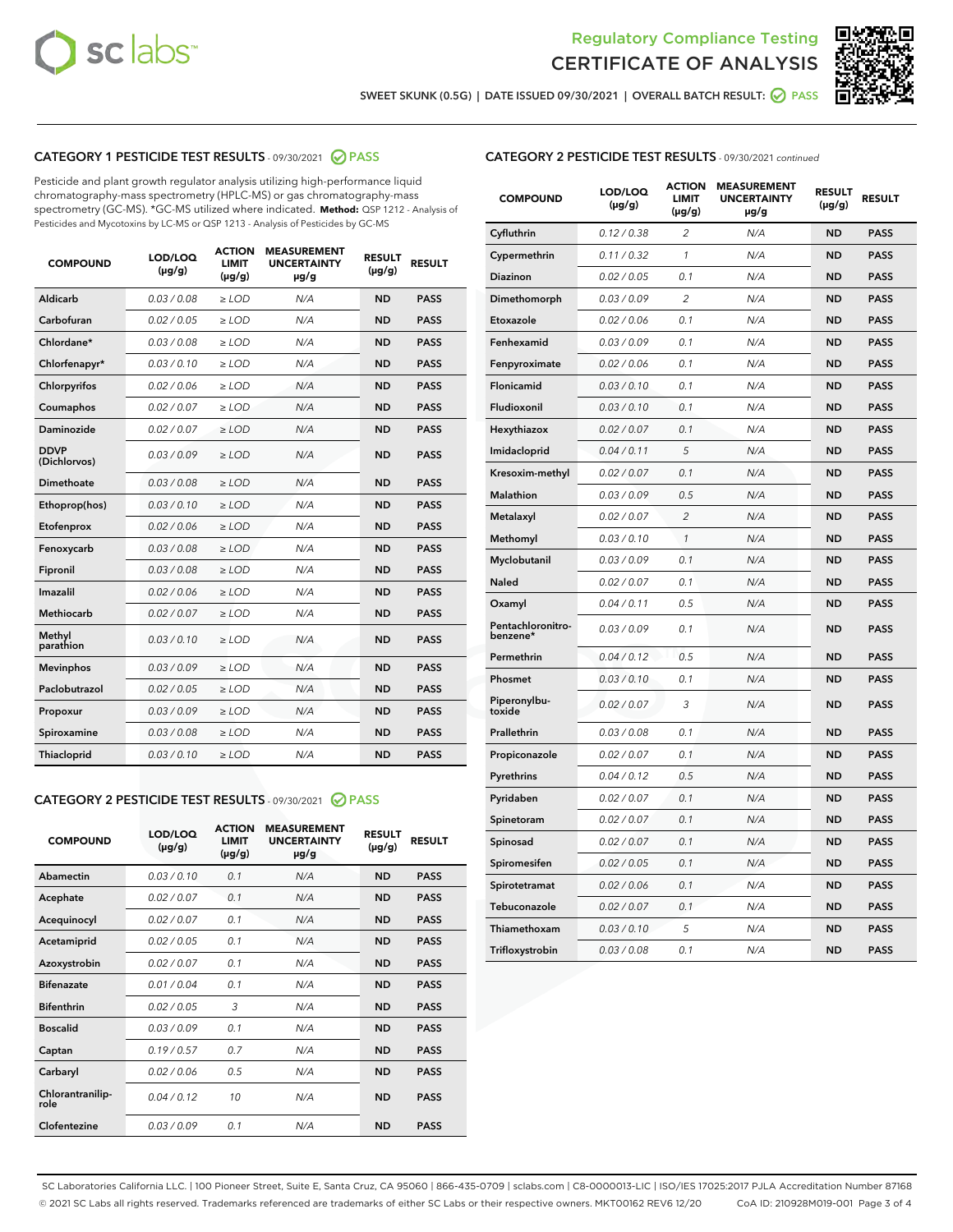# Regulatory Compliance Testing
# CERTIFICATE OF ANALYSIS

SWEET SKUNK (0.5G) | DATE ISSUED 09/30/2021 | OVERALL BATCH RESULT: PASS

## CATEGORY 1 PESTICIDE TEST RESULTS - 09/30/2021 PASS

Pesticide and plant growth regulator analysis utilizing high-performance liquid chromatography-mass spectrometry (HPLC-MS) or gas chromatography-mass spectrometry (GC-MS). *GC-MS utilized where indicated. **Method:** QSP 1212 - Analysis of Pesticides and Mycotoxins by LC-MS or QSP 1213 - Analysis of Pesticides by GC-MS

| COMPOUND | LOD/LOQ (µg/g) | ACTION LIMIT (µg/g) | MEASUREMENT UNCERTAINTY µg/g | RESULT (µg/g) | RESULT |
|---|---|---|---|---|---|
| Aldicarb | 0.03 / 0.08 | ≥ LOD | N/A | ND | PASS |
| Carbofuran | 0.02 / 0.05 | ≥ LOD | N/A | ND | PASS |
| Chlordane* | 0.03 / 0.08 | ≥ LOD | N/A | ND | PASS |
| Chlorfenapyr* | 0.03 / 0.10 | ≥ LOD | N/A | ND | PASS |
| Chlorpyrifos | 0.02 / 0.06 | ≥ LOD | N/A | ND | PASS |
| Coumaphos | 0.02 / 0.07 | ≥ LOD | N/A | ND | PASS |
| Daminozide | 0.02 / 0.07 | ≥ LOD | N/A | ND | PASS |
| DDVP (Dichlorvos) | 0.03 / 0.09 | ≥ LOD | N/A | ND | PASS |
| Dimethoate | 0.03 / 0.08 | ≥ LOD | N/A | ND | PASS |
| Ethoprop(hos) | 0.03 / 0.10 | ≥ LOD | N/A | ND | PASS |
| Etofenprox | 0.02 / 0.06 | ≥ LOD | N/A | ND | PASS |
| Fenoxycarb | 0.03 / 0.08 | ≥ LOD | N/A | ND | PASS |
| Fipronil | 0.03 / 0.08 | ≥ LOD | N/A | ND | PASS |
| Imazalil | 0.02 / 0.06 | ≥ LOD | N/A | ND | PASS |
| Methiocarb | 0.02 / 0.07 | ≥ LOD | N/A | ND | PASS |
| Methyl parathion | 0.03 / 0.10 | ≥ LOD | N/A | ND | PASS |
| Mevinphos | 0.03 / 0.09 | ≥ LOD | N/A | ND | PASS |
| Paclobutrazol | 0.02 / 0.05 | ≥ LOD | N/A | ND | PASS |
| Propoxur | 0.03 / 0.09 | ≥ LOD | N/A | ND | PASS |
| Spiroxamine | 0.03 / 0.08 | ≥ LOD | N/A | ND | PASS |
| Thiacloprid | 0.03 / 0.10 | ≥ LOD | N/A | ND | PASS |

## CATEGORY 2 PESTICIDE TEST RESULTS - 09/30/2021 PASS

| COMPOUND | LOD/LOQ (µg/g) | ACTION LIMIT (µg/g) | MEASUREMENT UNCERTAINTY µg/g | RESULT (µg/g) | RESULT |
|---|---|---|---|---|---|
| Abamectin | 0.03 / 0.10 | 0.1 | N/A | ND | PASS |
| Acephate | 0.02 / 0.07 | 0.1 | N/A | ND | PASS |
| Acequinocyl | 0.02 / 0.07 | 0.1 | N/A | ND | PASS |
| Acetamiprid | 0.02 / 0.05 | 0.1 | N/A | ND | PASS |
| Azoxystrobin | 0.02 / 0.07 | 0.1 | N/A | ND | PASS |
| Bifenazate | 0.01 / 0.04 | 0.1 | N/A | ND | PASS |
| Bifenthrin | 0.02 / 0.05 | 3 | N/A | ND | PASS |
| Boscalid | 0.03 / 0.09 | 0.1 | N/A | ND | PASS |
| Captan | 0.19 / 0.57 | 0.7 | N/A | ND | PASS |
| Carbaryl | 0.02 / 0.06 | 0.5 | N/A | ND | PASS |
| Chlorantraniliprole | 0.04 / 0.12 | 10 | N/A | ND | PASS |
| Clofentezine | 0.03 / 0.09 | 0.1 | N/A | ND | PASS |
| Cyfluthrin | 0.12 / 0.38 | 2 | N/A | ND | PASS |
| Cypermethrin | 0.11 / 0.32 | 1 | N/A | ND | PASS |
| Diazinon | 0.02 / 0.05 | 0.1 | N/A | ND | PASS |
| Dimethomorph | 0.03 / 0.09 | 2 | N/A | ND | PASS |
| Etoxazole | 0.02 / 0.06 | 0.1 | N/A | ND | PASS |
| Fenhexamid | 0.03 / 0.09 | 0.1 | N/A | ND | PASS |
| Fenpyroximate | 0.02 / 0.06 | 0.1 | N/A | ND | PASS |
| Flonicamid | 0.03 / 0.10 | 0.1 | N/A | ND | PASS |
| Fludioxonil | 0.03 / 0.10 | 0.1 | N/A | ND | PASS |
| Hexythiazox | 0.02 / 0.07 | 0.1 | N/A | ND | PASS |
| Imidacloprid | 0.04 / 0.11 | 5 | N/A | ND | PASS |
| Kresoxim-methyl | 0.02 / 0.07 | 0.1 | N/A | ND | PASS |
| Malathion | 0.03 / 0.09 | 0.5 | N/A | ND | PASS |
| Metalaxyl | 0.02 / 0.07 | 2 | N/A | ND | PASS |
| Methomyl | 0.03 / 0.10 | 1 | N/A | ND | PASS |
| Myclobutanil | 0.03 / 0.09 | 0.1 | N/A | ND | PASS |
| Naled | 0.02 / 0.07 | 0.1 | N/A | ND | PASS |
| Oxamyl | 0.04 / 0.11 | 0.5 | N/A | ND | PASS |
| Pentachloronitrobenzene* | 0.03 / 0.09 | 0.1 | N/A | ND | PASS |
| Permethrin | 0.04 / 0.12 | 0.5 | N/A | ND | PASS |
| Phosmet | 0.03 / 0.10 | 0.1 | N/A | ND | PASS |
| Piperonylbutoxide | 0.02 / 0.07 | 3 | N/A | ND | PASS |
| Prallethrin | 0.03 / 0.08 | 0.1 | N/A | ND | PASS |
| Propiconazole | 0.02 / 0.07 | 0.1 | N/A | ND | PASS |
| Pyrethrins | 0.04 / 0.12 | 0.5 | N/A | ND | PASS |
| Pyridaben | 0.02 / 0.07 | 0.1 | N/A | ND | PASS |
| Spinetoram | 0.02 / 0.07 | 0.1 | N/A | ND | PASS |
| Spinosad | 0.02 / 0.07 | 0.1 | N/A | ND | PASS |
| Spiromesifen | 0.02 / 0.05 | 0.1 | N/A | ND | PASS |
| Spirotetramat | 0.02 / 0.06 | 0.1 | N/A | ND | PASS |
| Tebuconazole | 0.02 / 0.07 | 0.1 | N/A | ND | PASS |
| Thiamethoxam | 0.03 / 0.10 | 5 | N/A | ND | PASS |
| Trifloxystrobin | 0.03 / 0.08 | 0.1 | N/A | ND | PASS |

SC Laboratories California LLC. | 100 Pioneer Street, Suite E, Santa Cruz, CA 95060 | 866-435-0709 | sclabs.com | C8-0000013-LIC | ISO/IES 17025:2017 PJLA Accreditation Number 87168
© 2021 SC Labs all rights reserved. Trademarks referenced are trademarks of either SC Labs or their respective owners. MKT00162 REV6 12/20 CoA ID: 210928M019-001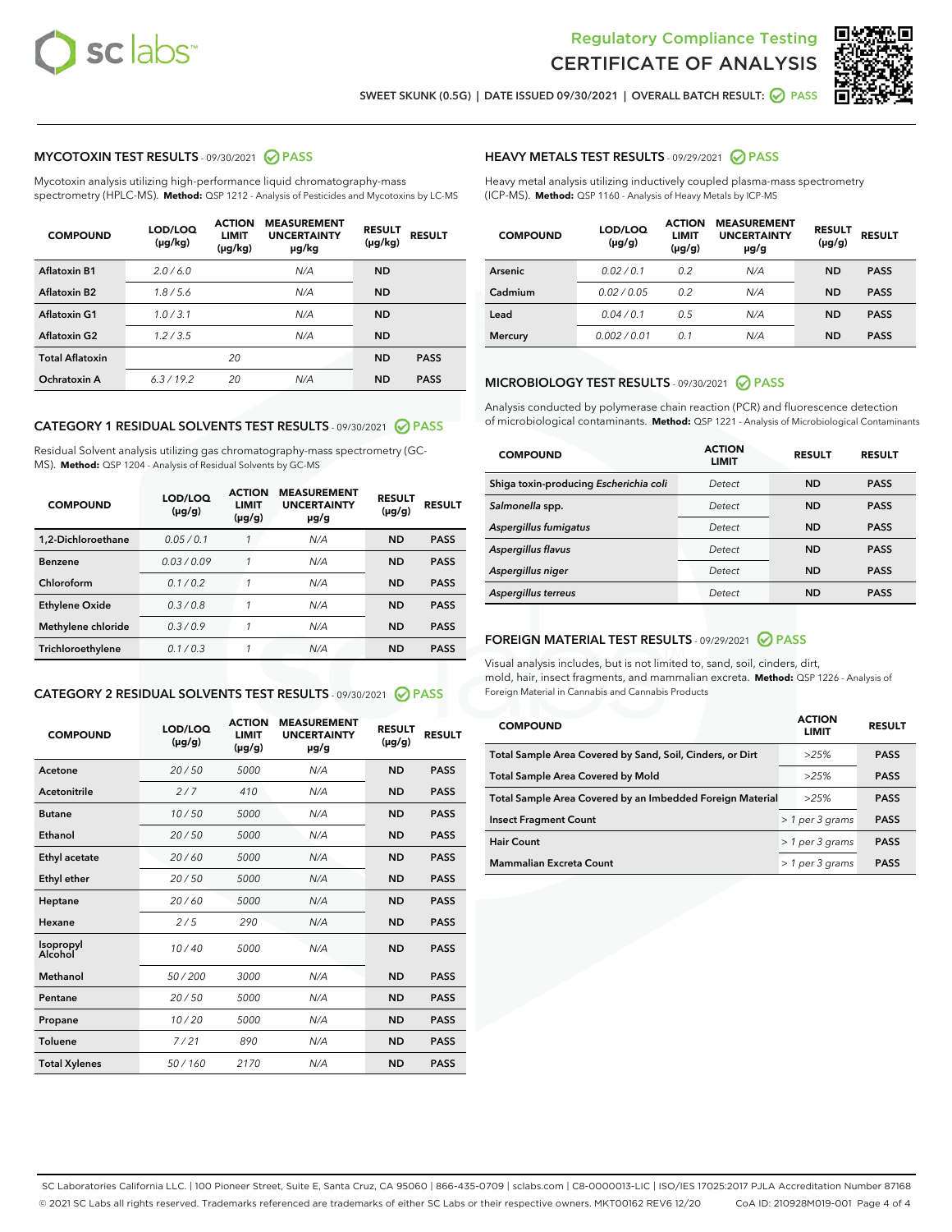# Regulatory Compliance Testing
# CERTIFICATE OF ANALYSIS

SWEET SKUNK (0.5G) | DATE ISSUED 09/30/2021 | OVERALL BATCH RESULT: PASS

## MYCOTOXIN TEST RESULTS - 09/30/2021 PASS

Mycotoxin analysis utilizing high-performance liquid chromatography-mass spectrometry (HPLC-MS). **Method:** QSP 1212 - Analysis of Pesticides and Mycotoxins by LC-MS

| COMPOUND | LOD/LOQ (µg/kg) | ACTION LIMIT (µg/kg) | MEASUREMENT UNCERTAINTY µg/kg | RESULT (µg/kg) | RESULT |
|---|---|---|---|---|---|
| Aflatoxin B1 | 2.0 / 6.0 | | N/A | ND | |
| Aflatoxin B2 | 1.8 / 5.6 | | N/A | ND | |
| Aflatoxin G1 | 1.0 / 3.1 | | N/A | ND | |
| Aflatoxin G2 | 1.2 / 3.5 | | N/A | ND | |
| Total Aflatoxin | | 20 | | ND | PASS |
| Ochratoxin A | 6.3 / 19.2 | 20 | N/A | ND | PASS |

## CATEGORY 1 RESIDUAL SOLVENTS TEST RESULTS - 09/30/2021 PASS

Residual Solvent analysis utilizing gas chromatography-mass spectrometry (GC-MS). **Method:** QSP 1204 - Analysis of Residual Solvents by GC-MS

| COMPOUND | LOD/LOQ (µg/g) | ACTION LIMIT (µg/g) | MEASUREMENT UNCERTAINTY µg/g | RESULT (µg/g) | RESULT |
|---|---|---|---|---|---|
| 1,2-Dichloroethane | 0.05 / 0.1 | 1 | N/A | ND | PASS |
| Benzene | 0.03 / 0.09 | 1 | N/A | ND | PASS |
| Chloroform | 0.1 / 0.2 | 1 | N/A | ND | PASS |
| Ethylene Oxide | 0.3 / 0.8 | 1 | N/A | ND | PASS |
| Methylene chloride | 0.3 / 0.9 | 1 | N/A | ND | PASS |
| Trichloroethylene | 0.1 / 0.3 | 1 | N/A | ND | PASS |

## CATEGORY 2 RESIDUAL SOLVENTS TEST RESULTS - 09/30/2021 PASS

| COMPOUND | LOD/LOQ (µg/g) | ACTION LIMIT (µg/g) | MEASUREMENT UNCERTAINTY µg/g | RESULT (µg/g) | RESULT |
|---|---|---|---|---|---|
| Acetone | 20 / 50 | 5000 | N/A | ND | PASS |
| Acetonitrile | 2 / 7 | 410 | N/A | ND | PASS |
| Butane | 10 / 50 | 5000 | N/A | ND | PASS |
| Ethanol | 20 / 50 | 5000 | N/A | ND | PASS |
| Ethyl acetate | 20 / 60 | 5000 | N/A | ND | PASS |
| Ethyl ether | 20 / 50 | 5000 | N/A | ND | PASS |
| Heptane | 20 / 60 | 5000 | N/A | ND | PASS |
| Hexane | 2 / 5 | 290 | N/A | ND | PASS |
| Isopropyl Alcohol | 10 / 40 | 5000 | N/A | ND | PASS |
| Methanol | 50 / 200 | 3000 | N/A | ND | PASS |
| Pentane | 20 / 50 | 5000 | N/A | ND | PASS |
| Propane | 10 / 20 | 5000 | N/A | ND | PASS |
| Toluene | 7 / 21 | 890 | N/A | ND | PASS |
| Total Xylenes | 50 / 160 | 2170 | N/A | ND | PASS |

## HEAVY METALS TEST RESULTS - 09/29/2021 PASS

Heavy metal analysis utilizing inductively coupled plasma-mass spectrometry (ICP-MS). **Method:** QSP 1160 - Analysis of Heavy Metals by ICP-MS

| COMPOUND | LOD/LOQ (µg/g) | ACTION LIMIT (µg/g) | MEASUREMENT UNCERTAINTY µg/g | RESULT (µg/g) | RESULT |
|---|---|---|---|---|---|
| Arsenic | 0.02 / 0.1 | 0.2 | N/A | ND | PASS |
| Cadmium | 0.02 / 0.05 | 0.2 | N/A | ND | PASS |
| Lead | 0.04 / 0.1 | 0.5 | N/A | ND | PASS |
| Mercury | 0.002 / 0.01 | 0.1 | N/A | ND | PASS |

## MICROBIOLOGY TEST RESULTS - 09/30/2021 PASS

Analysis conducted by polymerase chain reaction (PCR) and fluorescence detection of microbiological contaminants. **Method:** QSP 1221 - Analysis of Microbiological Contaminants

| COMPOUND | ACTION LIMIT | RESULT | RESULT |
|---|---|---|---|
| Shiga toxin-producing *Escherichia coli* | Detect | ND | PASS |
| *Salmonella* spp. | Detect | ND | PASS |
| *Aspergillus fumigatus* | Detect | ND | PASS |
| *Aspergillus flavus* | Detect | ND | PASS |
| *Aspergillus niger* | Detect | ND | PASS |
| *Aspergillus terreus* | Detect | ND | PASS |

## FOREIGN MATERIAL TEST RESULTS - 09/29/2021 PASS

Visual analysis includes, but is not limited to, sand, soil, cinders, dirt, mold, hair, insect fragments, and mammalian excreta. **Method:** QSP 1226 - Analysis of Foreign Material in Cannabis and Cannabis Products

| COMPOUND | ACTION LIMIT | RESULT |
|---|---|---|
| Total Sample Area Covered by Sand, Soil, Cinders, or Dirt | >25% | PASS |
| Total Sample Area Covered by Mold | >25% | PASS |
| Total Sample Area Covered by an Imbedded Foreign Material | >25% | PASS |
| Insect Fragment Count | > 1 per 3 grams | PASS |
| Hair Count | > 1 per 3 grams | PASS |
| Mammalian Excreta Count | > 1 per 3 grams | PASS |

SC Laboratories California LLC. | 100 Pioneer Street, Suite E, Santa Cruz, CA 95060 | 866-435-0709 | sclabs.com | C8-0000013-LIC | ISO/IES 17025:2017 PJLA Accreditation Number 87168
© 2021 SC Labs all rights reserved. Trademarks referenced are trademarks of either SC Labs or their respective owners. MKT00162 REV6 12/20 CoA ID: 210928M019-001